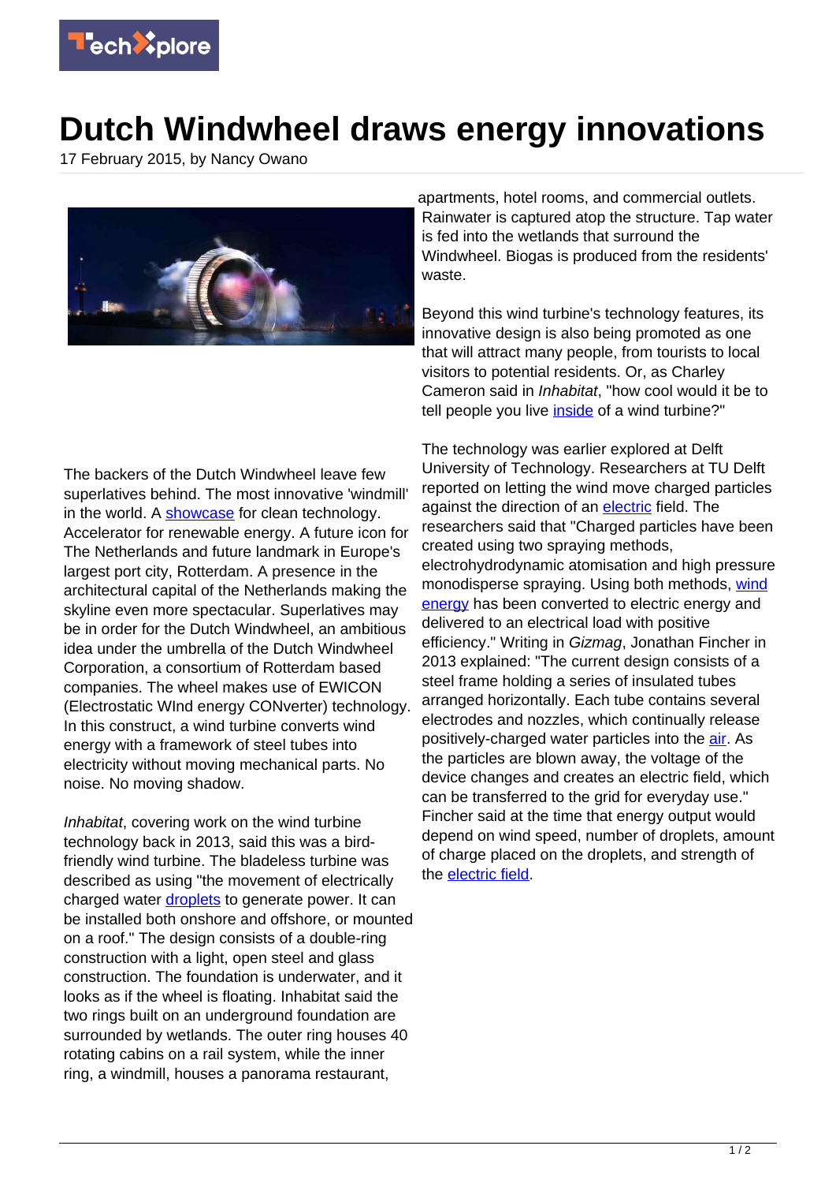# Dutch Windwheel draws energy innovations

17 February 2015, by Nancy Owano

The backers of the Dutch Windwheel leave few superlatives behind. The most innovative 'windmill' in the world. A showcase for clean technology. Accelerator for renewable energy. A future icon for The Netherlands and future landmark in Europe's largest port city, Rotterdam. A presence in the architectural capital of the Netherlands making the skyline even more spectacular. Superlatives may be in order for the Dutch Windwheel, an ambitious idea under the umbrella of the Dutch Windwheel Corporation, a consortium of Rotterdam based companies. The wheel makes use of EWICON (Electrostatic WInd energy CONverter) technology. In this construct, a wind turbine converts wind energy with a framework of steel tubes into electricity without moving mechanical parts. No noise. No moving shadow.

*Inhabitat*, covering work on the wind turbine technology back in 2013, said this was a bird-friendly wind turbine. The bladeless turbine was described as using "the movement of electrically charged water droplets to generate power. It can be installed both onshore and offshore, or mounted on a roof." The design consists of a double-ring construction with a light, open steel and glass construction. The foundation is underwater, and it looks as if the wheel is floating. Inhabitat said the two rings built on an underground foundation are surrounded by wetlands. The outer ring houses 40 rotating cabins on a rail system, while the inner ring, a windmill, houses a panorama restaurant, apartments, hotel rooms, and commercial outlets. Rainwater is captured atop the structure. Tap water is fed into the wetlands that surround the Windwheel. Biogas is produced from the residents' waste.

Beyond this wind turbine's technology features, its innovative design is also being promoted as one that will attract many people, from tourists to local visitors to potential residents. Or, as Charley Cameron said in *Inhabitat*, "how cool would it be to tell people you live inside of a wind turbine?"

The technology was earlier explored at Delft University of Technology. Researchers at TU Delft reported on letting the wind move charged particles against the direction of an electric field. The researchers said that "Charged particles have been created using two spraying methods, electrohydrodynamic atomisation and high pressure monodisperse spraying. Using both methods, wind energy has been converted to electric energy and delivered to an electrical load with positive efficiency." Writing in *Gizmag*, Jonathan Fincher in 2013 explained: "The current design consists of a steel frame holding a series of insulated tubes arranged horizontally. Each tube contains several electrodes and nozzles, which continually release positively-charged water particles into the air. As the particles are blown away, the voltage of the device changes and creates an electric field, which can be transferred to the grid for everyday use." Fincher said at the time that energy output would depend on wind speed, number of droplets, amount of charge placed on the droplets, and strength of the electric field.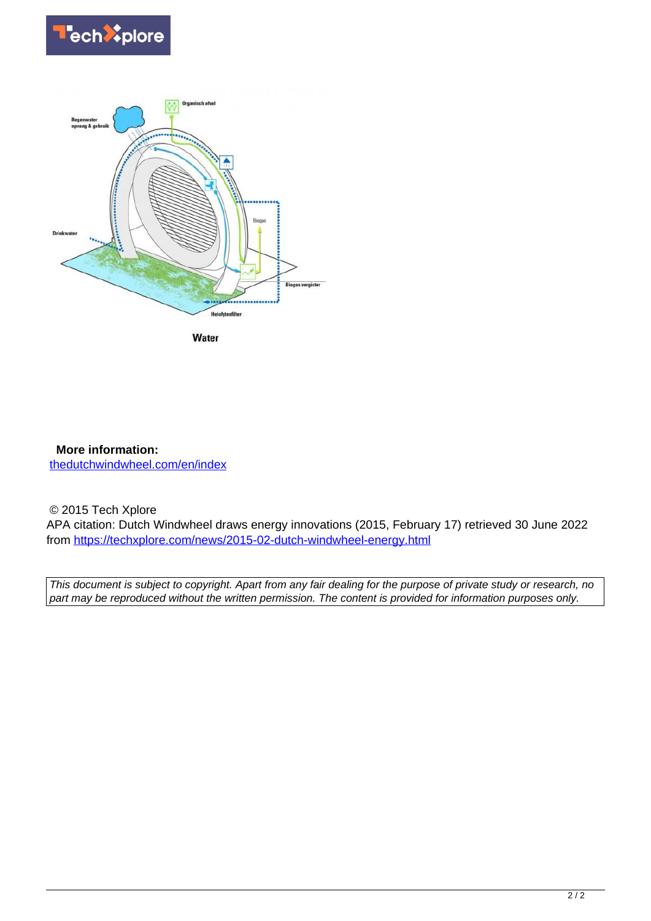Regenwater opvang & gebruik

Organisch afval

Drinkwater

Biogas

Biogas vergister

Helofytenfilter

Water

**More information:**
thedutchwindwheel.com/en/index

© 2015 Tech Xplore

APA citation: Dutch Windwheel draws energy innovations (2015, February 17) retrieved 30 June 2022 from https://techxplore.com/news/2015-02-dutch-windwheel-energy.html

*This document is subject to copyright. Apart from any fair dealing for the purpose of private study or research, no part may be reproduced without the written permission. The content is provided for information purposes only.*